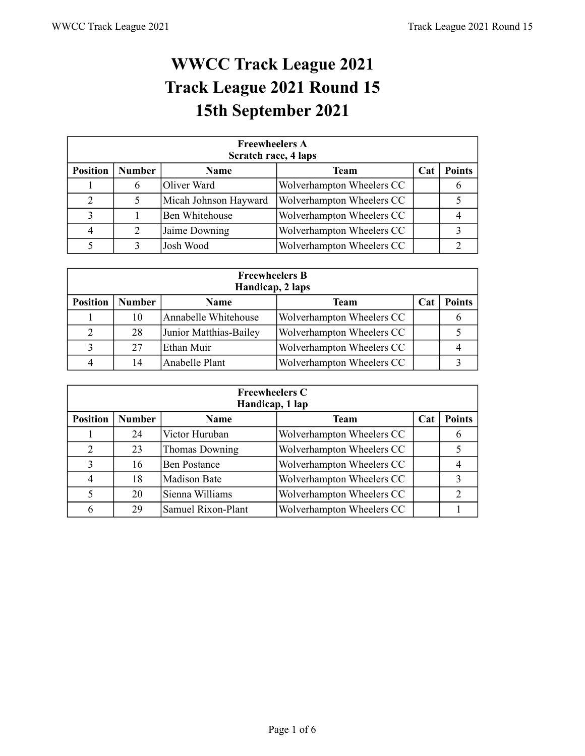# WWCC Track League 2021
# Track League 2021 Round 15
# 15th September 2021

| **Freewheelers A Scratch race, 4 laps** | | | | | |
|---|---|---|---|---|---|
| **Position** | **Number** | **Name** | **Team** | **Cat** | **Points** |
| 1 | 6 | Oliver Ward | Wolverhampton Wheelers CC | | 6 |
| 2 | 5 | Micah Johnson Hayward | Wolverhampton Wheelers CC | | 5 |
| 3 | 1 | Ben Whitehouse | Wolverhampton Wheelers CC | | 4 |
| 4 | 2 | Jaime Downing | Wolverhampton Wheelers CC | | 3 |
| 5 | 3 | Josh Wood | Wolverhampton Wheelers CC | | 2 |

| **Freewheelers B Handicap, 2 laps** | | | | | |
|---|---|---|---|---|---|
| **Position** | **Number** | **Name** | **Team** | **Cat** | **Points** |
| 1 | 10 | Annabelle Whitehouse | Wolverhampton Wheelers CC | | 6 |
| 2 | 28 | Junior Matthias-Bailey | Wolverhampton Wheelers CC | | 5 |
| 3 | 27 | Ethan Muir | Wolverhampton Wheelers CC | | 4 |
| 4 | 14 | Anabelle Plant | Wolverhampton Wheelers CC | | 3 |

| **Freewheelers C Handicap, 1 lap** | | | | | |
|---|---|---|---|---|---|
| **Position** | **Number** | **Name** | **Team** | **Cat** | **Points** |
| 1 | 24 | Victor Huruban | Wolverhampton Wheelers CC | | 6 |
| 2 | 23 | Thomas Downing | Wolverhampton Wheelers CC | | 5 |
| 3 | 16 | Ben Postance | Wolverhampton Wheelers CC | | 4 |
| 4 | 18 | Madison Bate | Wolverhampton Wheelers CC | | 3 |
| 5 | 20 | Sienna Williams | Wolverhampton Wheelers CC | | 2 |
| 6 | 29 | Samuel Rixon-Plant | Wolverhampton Wheelers CC | | 1 |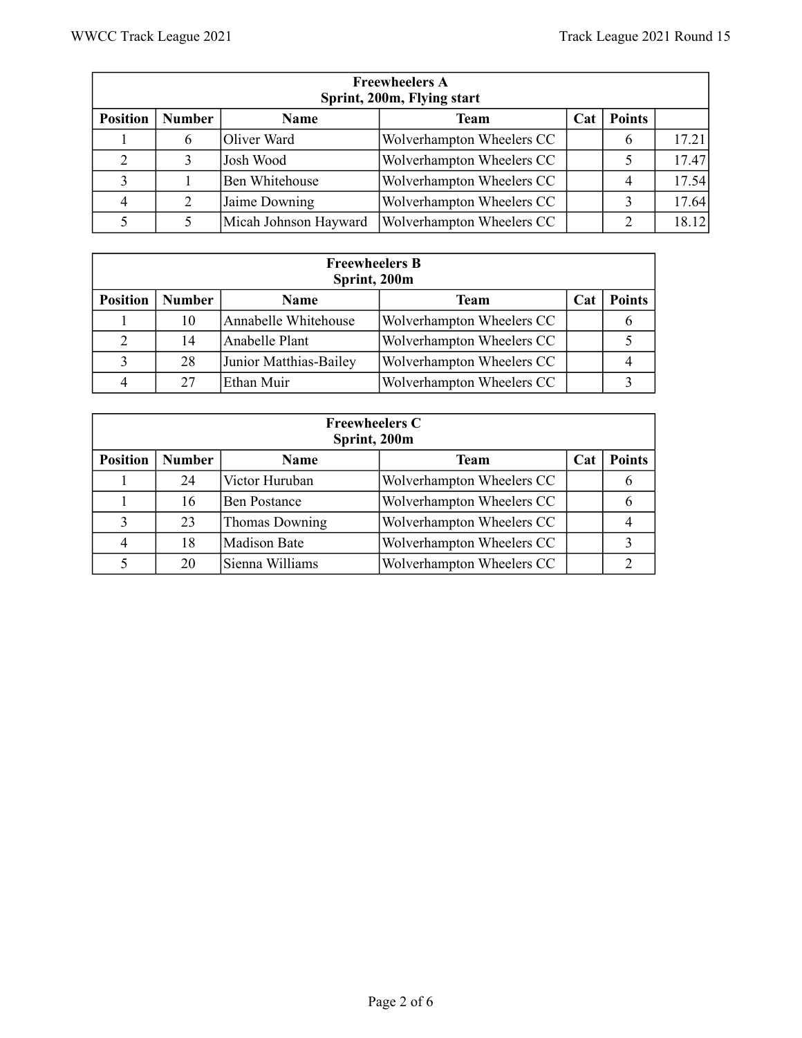| Freewheelers A<br>Sprint, 200m, Flying start | | | | | | |
|---|---|---|---|---|---|---|
| **Position** | **Number** | **Name** | **Team** | **Cat** | **Points** | |
| 1 | 6 | Oliver Ward | Wolverhampton Wheelers CC | | 6 | 17.21 |
| 2 | 3 | Josh Wood | Wolverhampton Wheelers CC | | 5 | 17.47 |
| 3 | 1 | Ben Whitehouse | Wolverhampton Wheelers CC | | 4 | 17.54 |
| 4 | 2 | Jaime Downing | Wolverhampton Wheelers CC | | 3 | 17.64 |
| 5 | 5 | Micah Johnson Hayward | Wolverhampton Wheelers CC | | 2 | 18.12 |

| Freewheelers B<br>Sprint, 200m | | | | | |
|---|---|---|---|---|---|
| **Position** | **Number** | **Name** | **Team** | **Cat** | **Points** |
| 1 | 10 | Annabelle Whitehouse | Wolverhampton Wheelers CC | | 6 |
| 2 | 14 | Anabelle Plant | Wolverhampton Wheelers CC | | 5 |
| 3 | 28 | Junior Matthias-Bailey | Wolverhampton Wheelers CC | | 4 |
| 4 | 27 | Ethan Muir | Wolverhampton Wheelers CC | | 3 |

| Freewheelers C<br>Sprint, 200m | | | | | |
|---|---|---|---|---|---|
| **Position** | **Number** | **Name** | **Team** | **Cat** | **Points** |
| 1 | 24 | Victor Huruban | Wolverhampton Wheelers CC | | 6 |
| 1 | 16 | Ben Postance | Wolverhampton Wheelers CC | | 6 |
| 3 | 23 | Thomas Downing | Wolverhampton Wheelers CC | | 4 |
| 4 | 18 | Madison Bate | Wolverhampton Wheelers CC | | 3 |
| 5 | 20 | Sienna Williams | Wolverhampton Wheelers CC | | 2 |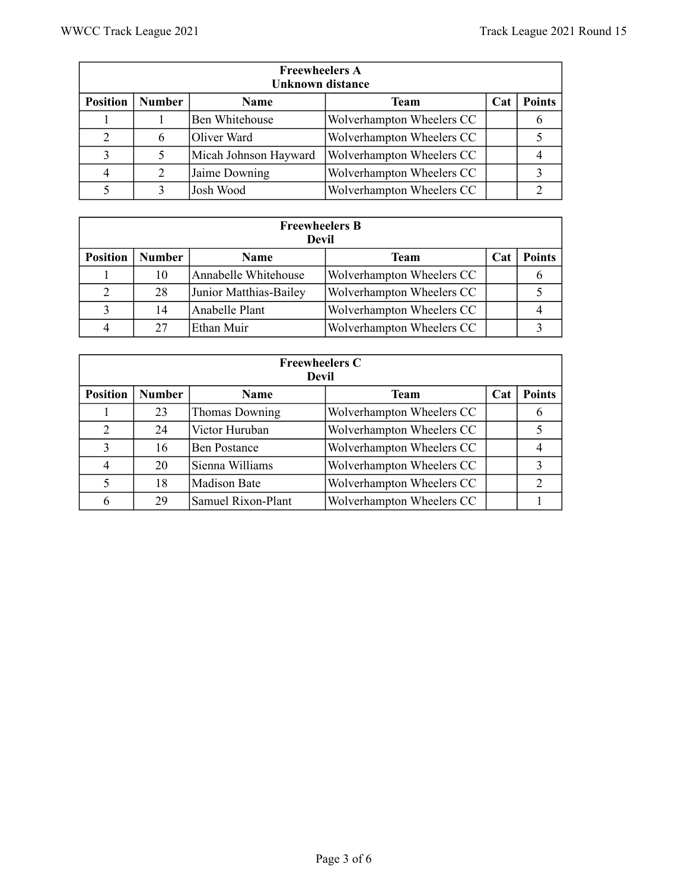| Freewheelers A<br>Unknown distance | | | | | |
|---|---|---|---|---|---|
| **Position** | **Number** | **Name** | **Team** | **Cat** | **Points** |
| 1 | 1 | Ben Whitehouse | Wolverhampton Wheelers CC | | 6 |
| 2 | 6 | Oliver Ward | Wolverhampton Wheelers CC | | 5 |
| 3 | 5 | Micah Johnson Hayward | Wolverhampton Wheelers CC | | 4 |
| 4 | 2 | Jaime Downing | Wolverhampton Wheelers CC | | 3 |
| 5 | 3 | Josh Wood | Wolverhampton Wheelers CC | | 2 |

| Freewheelers B<br>Devil | | | | | |
|---|---|---|---|---|---|
| **Position** | **Number** | **Name** | **Team** | **Cat** | **Points** |
| 1 | 10 | Annabelle Whitehouse | Wolverhampton Wheelers CC | | 6 |
| 2 | 28 | Junior Matthias-Bailey | Wolverhampton Wheelers CC | | 5 |
| 3 | 14 | Anabelle Plant | Wolverhampton Wheelers CC | | 4 |
| 4 | 27 | Ethan Muir | Wolverhampton Wheelers CC | | 3 |

| Freewheelers C<br>Devil | | | | | |
|---|---|---|---|---|---|
| **Position** | **Number** | **Name** | **Team** | **Cat** | **Points** |
| 1 | 23 | Thomas Downing | Wolverhampton Wheelers CC | | 6 |
| 2 | 24 | Victor Huruban | Wolverhampton Wheelers CC | | 5 |
| 3 | 16 | Ben Postance | Wolverhampton Wheelers CC | | 4 |
| 4 | 20 | Sienna Williams | Wolverhampton Wheelers CC | | 3 |
| 5 | 18 | Madison Bate | Wolverhampton Wheelers CC | | 2 |
| 6 | 29 | Samuel Rixon-Plant | Wolverhampton Wheelers CC | | 1 |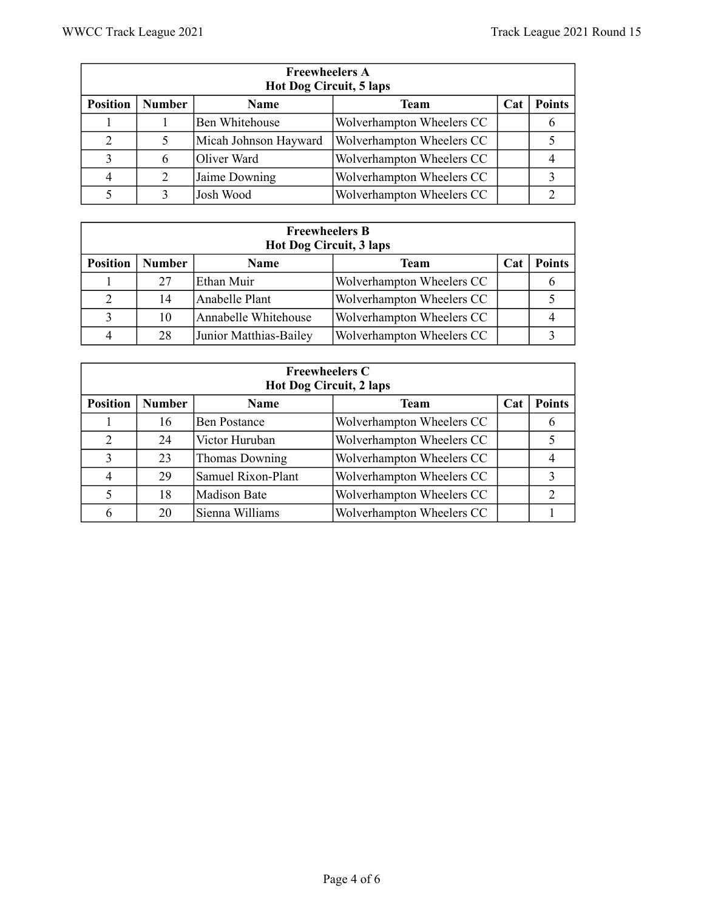| Freewheelers A<br>Hot Dog Circuit, 5 laps | | | | | |
|---|---|---|---|---|---|
| **Position** | **Number** | **Name** | **Team** | **Cat** | **Points** |
| 1 | 1 | Ben Whitehouse | Wolverhampton Wheelers CC | | 6 |
| 2 | 5 | Micah Johnson Hayward | Wolverhampton Wheelers CC | | 5 |
| 3 | 6 | Oliver Ward | Wolverhampton Wheelers CC | | 4 |
| 4 | 2 | Jaime Downing | Wolverhampton Wheelers CC | | 3 |
| 5 | 3 | Josh Wood | Wolverhampton Wheelers CC | | 2 |

| Freewheelers B<br>Hot Dog Circuit, 3 laps | | | | | |
|---|---|---|---|---|---|
| **Position** | **Number** | **Name** | **Team** | **Cat** | **Points** |
| 1 | 27 | Ethan Muir | Wolverhampton Wheelers CC | | 6 |
| 2 | 14 | Anabelle Plant | Wolverhampton Wheelers CC | | 5 |
| 3 | 10 | Annabelle Whitehouse | Wolverhampton Wheelers CC | | 4 |
| 4 | 28 | Junior Matthias-Bailey | Wolverhampton Wheelers CC | | 3 |

| Freewheelers C<br>Hot Dog Circuit, 2 laps | | | | | |
|---|---|---|---|---|---|
| **Position** | **Number** | **Name** | **Team** | **Cat** | **Points** |
| 1 | 16 | Ben Postance | Wolverhampton Wheelers CC | | 6 |
| 2 | 24 | Victor Huruban | Wolverhampton Wheelers CC | | 5 |
| 3 | 23 | Thomas Downing | Wolverhampton Wheelers CC | | 4 |
| 4 | 29 | Samuel Rixon-Plant | Wolverhampton Wheelers CC | | 3 |
| 5 | 18 | Madison Bate | Wolverhampton Wheelers CC | | 2 |
| 6 | 20 | Sienna Williams | Wolverhampton Wheelers CC | | 1 |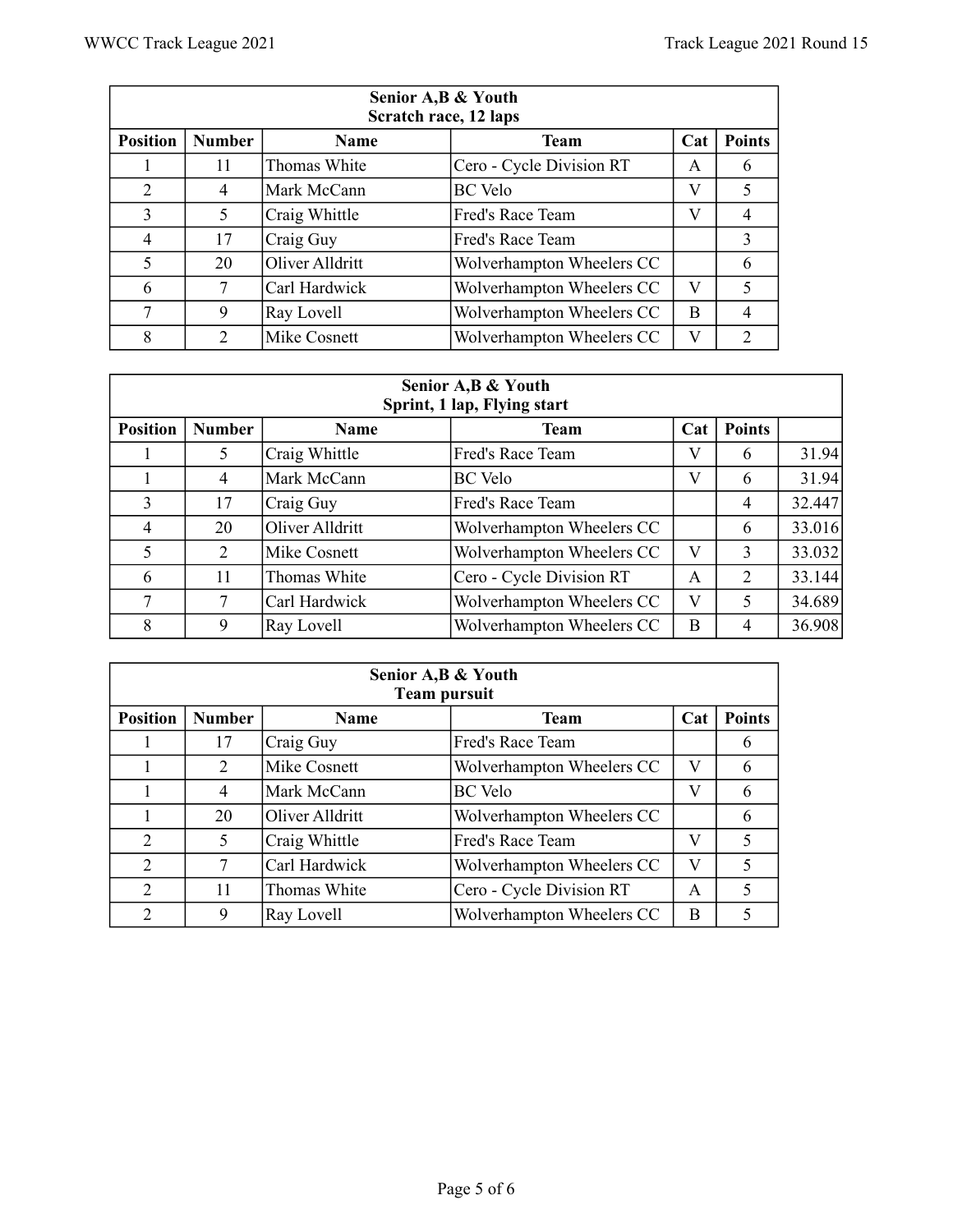| Senior A,B & Youth<br>Scratch race, 12 laps | | | | | |
|---|---|---|---|---|---|
| **Position** | **Number** | **Name** | **Team** | **Cat** | **Points** |
| 1 | 11 | Thomas White | Cero - Cycle Division RT | A | 6 |
| 2 | 4 | Mark McCann | BC Velo | V | 5 |
| 3 | 5 | Craig Whittle | Fred's Race Team | V | 4 |
| 4 | 17 | Craig Guy | Fred's Race Team | | 3 |
| 5 | 20 | Oliver Alldritt | Wolverhampton Wheelers CC | | 6 |
| 6 | 7 | Carl Hardwick | Wolverhampton Wheelers CC | V | 5 |
| 7 | 9 | Ray Lovell | Wolverhampton Wheelers CC | B | 4 |
| 8 | 2 | Mike Cosnett | Wolverhampton Wheelers CC | V | 2 |

| Senior A,B & Youth<br>Sprint, 1 lap, Flying start | | | | | | |
|---|---|---|---|---|---|---|
| **Position** | **Number** | **Name** | **Team** | **Cat** | **Points** | |
| 1 | 5 | Craig Whittle | Fred's Race Team | V | 6 | 31.94 |
| 1 | 4 | Mark McCann | BC Velo | V | 6 | 31.94 |
| 3 | 17 | Craig Guy | Fred's Race Team | | 4 | 32.447 |
| 4 | 20 | Oliver Alldritt | Wolverhampton Wheelers CC | | 6 | 33.016 |
| 5 | 2 | Mike Cosnett | Wolverhampton Wheelers CC | V | 3 | 33.032 |
| 6 | 11 | Thomas White | Cero - Cycle Division RT | A | 2 | 33.144 |
| 7 | 7 | Carl Hardwick | Wolverhampton Wheelers CC | V | 5 | 34.689 |
| 8 | 9 | Ray Lovell | Wolverhampton Wheelers CC | B | 4 | 36.908 |

| Senior A,B & Youth<br>Team pursuit | | | | | |
|---|---|---|---|---|---|
| **Position** | **Number** | **Name** | **Team** | **Cat** | **Points** |
| 1 | 17 | Craig Guy | Fred's Race Team | | 6 |
| 1 | 2 | Mike Cosnett | Wolverhampton Wheelers CC | V | 6 |
| 1 | 4 | Mark McCann | BC Velo | V | 6 |
| 1 | 20 | Oliver Alldritt | Wolverhampton Wheelers CC | | 6 |
| 2 | 5 | Craig Whittle | Fred's Race Team | V | 5 |
| 2 | 7 | Carl Hardwick | Wolverhampton Wheelers CC | V | 5 |
| 2 | 11 | Thomas White | Cero - Cycle Division RT | A | 5 |
| 2 | 9 | Ray Lovell | Wolverhampton Wheelers CC | B | 5 |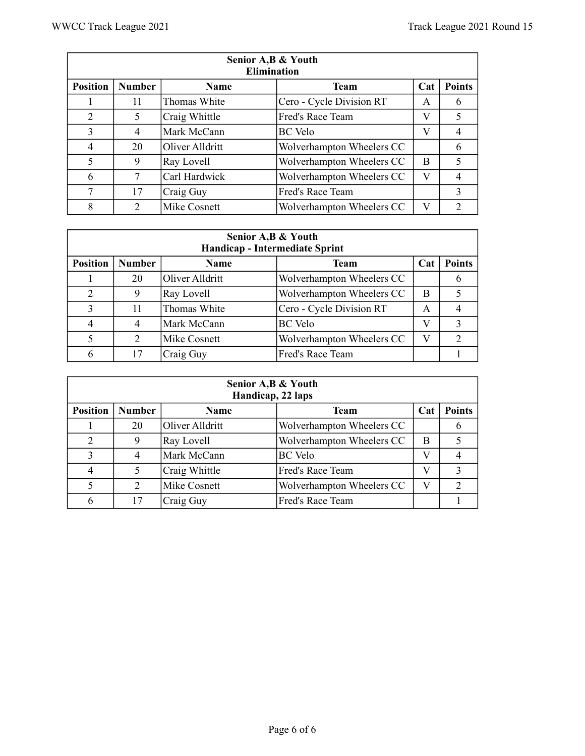| Senior A,B & Youth<br>Elimination | | | | | |
|---|---|---|---|---|---|
| **Position** | **Number** | **Name** | **Team** | **Cat** | **Points** |
| 1 | 11 | Thomas White | Cero - Cycle Division RT | A | 6 |
| 2 | 5 | Craig Whittle | Fred's Race Team | V | 5 |
| 3 | 4 | Mark McCann | BC Velo | V | 4 |
| 4 | 20 | Oliver Alldritt | Wolverhampton Wheelers CC | | 6 |
| 5 | 9 | Ray Lovell | Wolverhampton Wheelers CC | B | 5 |
| 6 | 7 | Carl Hardwick | Wolverhampton Wheelers CC | V | 4 |
| 7 | 17 | Craig Guy | Fred's Race Team | | 3 |
| 8 | 2 | Mike Cosnett | Wolverhampton Wheelers CC | V | 2 |

| Senior A,B & Youth<br>Handicap - Intermediate Sprint | | | | | |
|---|---|---|---|---|---|
| **Position** | **Number** | **Name** | **Team** | **Cat** | **Points** |
| 1 | 20 | Oliver Alldritt | Wolverhampton Wheelers CC | | 6 |
| 2 | 9 | Ray Lovell | Wolverhampton Wheelers CC | B | 5 |
| 3 | 11 | Thomas White | Cero - Cycle Division RT | A | 4 |
| 4 | 4 | Mark McCann | BC Velo | V | 3 |
| 5 | 2 | Mike Cosnett | Wolverhampton Wheelers CC | V | 2 |
| 6 | 17 | Craig Guy | Fred's Race Team | | 1 |

| Senior A,B & Youth<br>Handicap, 22 laps | | | | | |
|---|---|---|---|---|---|
| **Position** | **Number** | **Name** | **Team** | **Cat** | **Points** |
| 1 | 20 | Oliver Alldritt | Wolverhampton Wheelers CC | | 6 |
| 2 | 9 | Ray Lovell | Wolverhampton Wheelers CC | B | 5 |
| 3 | 4 | Mark McCann | BC Velo | V | 4 |
| 4 | 5 | Craig Whittle | Fred's Race Team | V | 3 |
| 5 | 2 | Mike Cosnett | Wolverhampton Wheelers CC | V | 2 |
| 6 | 17 | Craig Guy | Fred's Race Team | | 1 |